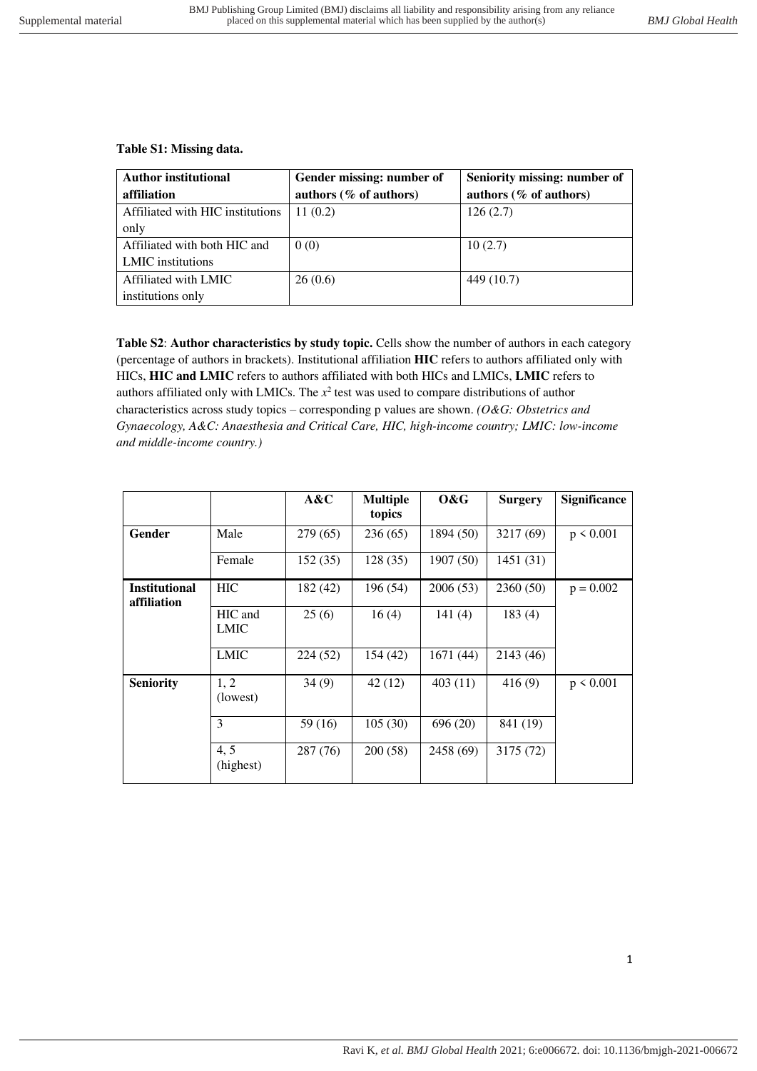**Table S1: Missing data.**

| Author institutional affiliation | Gender missing: number of authors (% of authors) | Seniority missing: number of authors (% of authors) |
|---|---|---|
| Affiliated with HIC institutions only | 11 (0.2) | 126 (2.7) |
| Affiliated with both HIC and LMIC institutions | 0 (0) | 10 (2.7) |
| Affiliated with LMIC institutions only | 26 (0.6) | 449 (10.7) |

**Table S2**: **Author characteristics by study topic.** Cells show the number of authors in each category (percentage of authors in brackets). Institutional affiliation **HIC** refers to authors affiliated only with HICs, **HIC and LMIC** refers to authors affiliated with both HICs and LMICs, **LMIC** refers to authors affiliated only with LMICs. The $x^2$ test was used to compare distributions of author characteristics across study topics – corresponding p values are shown. *(O&G: Obstetrics and Gynaecology, A&C: Anaesthesia and Critical Care, HIC, high-income country; LMIC: low-income and middle-income country.)*

| | | A&C | Multiple topics | O&G | Surgery | Significance |
|---|---|---|---|---|---|---|
| **Gender** | Male | 279 (65) | 236 (65) | 1894 (50) | 3217 (69) | $p < 0.001$ |
| | Female | 152 (35) | 128 (35) | 1907 (50) | 1451 (31) | |
| **Institutional affiliation** | HIC | 182 (42) | 196 (54) | 2006 (53) | 2360 (50) | $p = 0.002$ |
| | HIC and LMIC | 25 (6) | 16 (4) | 141 (4) | 183 (4) | |
| | LMIC | 224 (52) | 154 (42) | 1671 (44) | 2143 (46) | |
| **Seniority** | 1, 2 (lowest) | 34 (9) | 42 (12) | 403 (11) | 416 (9) | $p < 0.001$ |
| | 3 | 59 (16) | 105 (30) | 696 (20) | 841 (19) | |
| | 4, 5 (highest) | 287 (76) | 200 (58) | 2458 (69) | 3175 (72) | |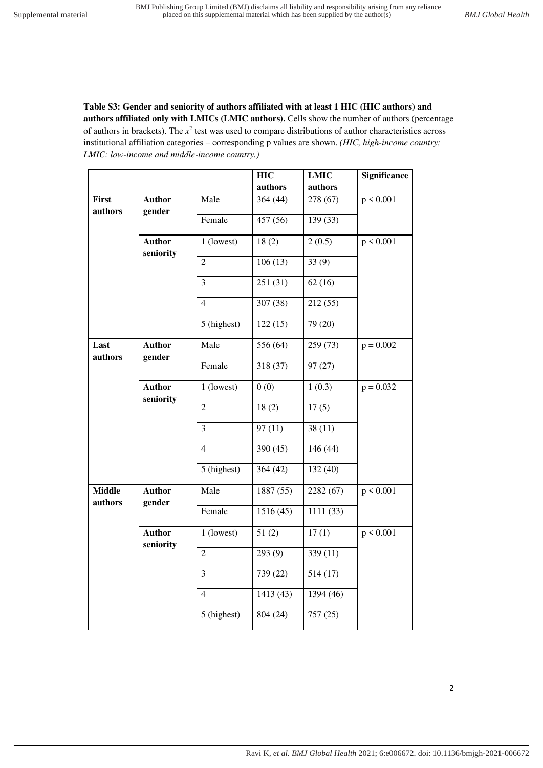**Table S3: Gender and seniority of authors affiliated with at least 1 HIC (HIC authors) and authors affiliated only with LMICs (LMIC authors).** Cells show the number of authors (percentage of authors in brackets). The $x^2$ test was used to compare distributions of author characteristics across institutional affiliation categories – corresponding p values are shown. *(HIC, high-income country; LMIC: low-income and middle-income country.)*

| | | | **HIC authors** | **LMIC authors** | **Significance** |
|---|---|---|---|---|---|
| **First authors** | **Author gender** | Male | 364 (44) | 278 (67) | $p < 0.001$ |
| | | Female | 457 (56) | 139 (33) | |
| | **Author seniority** | 1 (lowest) | 18 (2) | 2 (0.5) | $p < 0.001$ |
| | | 2 | 106 (13) | 33 (9) | |
| | | 3 | 251 (31) | 62 (16) | |
| | | 4 | 307 (38) | 212 (55) | |
| | | 5 (highest) | 122 (15) | 79 (20) | |
| **Last authors** | **Author gender** | Male | 556 (64) | 259 (73) | $p = 0.002$ |
| | | Female | 318 (37) | 97 (27) | |
| | **Author seniority** | 1 (lowest) | 0 (0) | 1 (0.3) | $p = 0.032$ |
| | | 2 | 18 (2) | 17 (5) | |
| | | 3 | 97 (11) | 38 (11) | |
| | | 4 | 390 (45) | 146 (44) | |
| | | 5 (highest) | 364 (42) | 132 (40) | |
| **Middle authors** | **Author gender** | Male | 1887 (55) | 2282 (67) | $p < 0.001$ |
| | | Female | 1516 (45) | 1111 (33) | |
| | **Author seniority** | 1 (lowest) | 51 (2) | 17 (1) | $p < 0.001$ |
| | | 2 | 293 (9) | 339 (11) | |
| | | 3 | 739 (22) | 514 (17) | |
| | | 4 | 1413 (43) | 1394 (46) | |
| | | 5 (highest) | 804 (24) | 757 (25) | |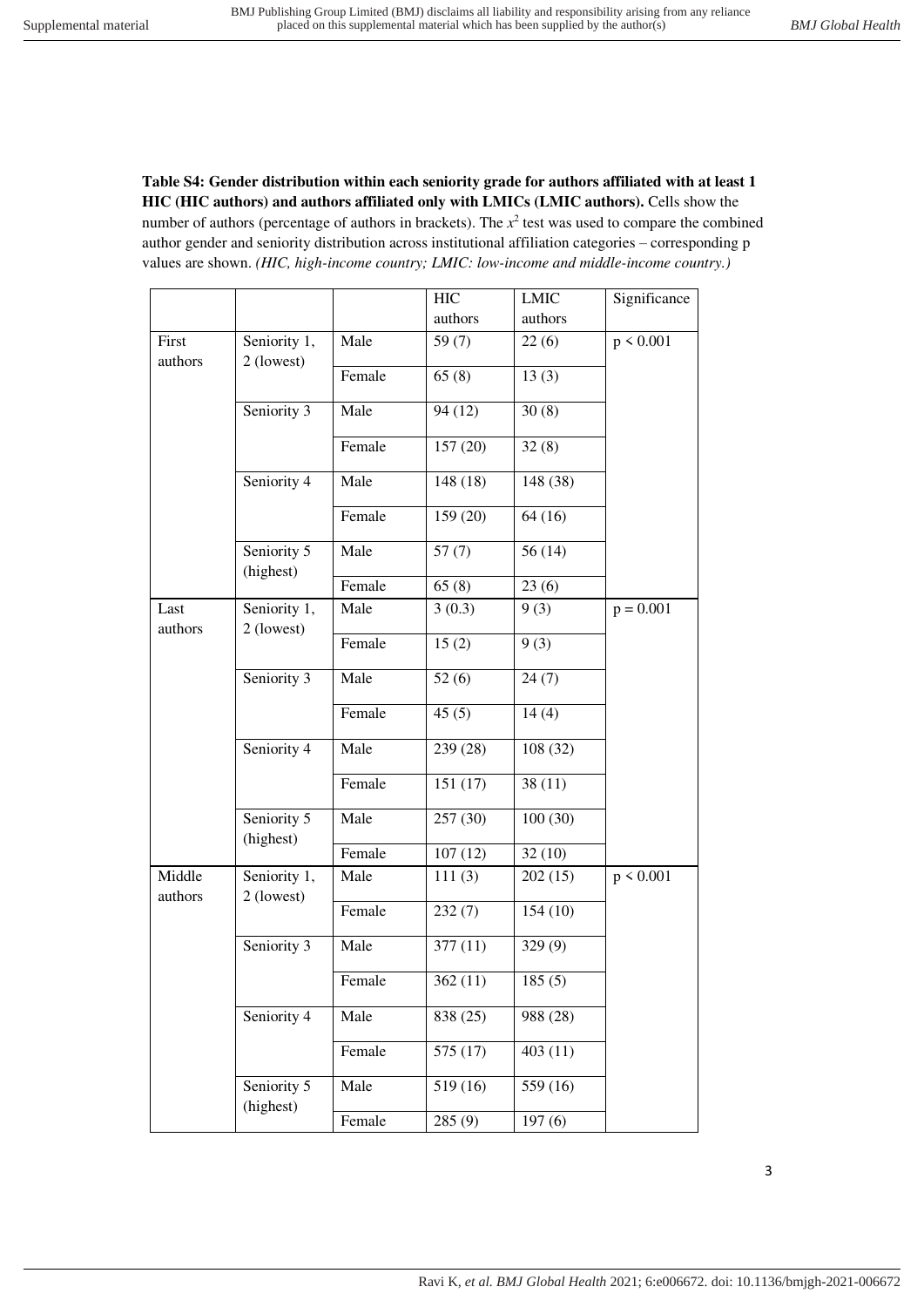**Table S4: Gender distribution within each seniority grade for authors affiliated with at least 1 HIC (HIC authors) and authors affiliated only with LMICs (LMIC authors).** Cells show the number of authors (percentage of authors in brackets). The $x^2$ test was used to compare the combined author gender and seniority distribution across institutional affiliation categories – corresponding p values are shown. *(HIC, high-income country; LMIC: low-income and middle-income country.)*

| | | | HIC authors | LMIC authors | Significance |
|---|---|---|---|---|---|
| First authors | Seniority 1, 2 (lowest) | Male | 59 (7) | 22 (6) | $p < 0.001$ |
| | | Female | 65 (8) | 13 (3) | |
| | Seniority 3 | Male | 94 (12) | 30 (8) | |
| | | Female | 157 (20) | 32 (8) | |
| | Seniority 4 | Male | 148 (18) | 148 (38) | |
| | | Female | 159 (20) | 64 (16) | |
| | Seniority 5 (highest) | Male | 57 (7) | 56 (14) | |
| | | Female | 65 (8) | 23 (6) | |
| Last authors | Seniority 1, 2 (lowest) | Male | 3 (0.3) | 9 (3) | $p = 0.001$ |
| | | Female | 15 (2) | 9 (3) | |
| | Seniority 3 | Male | 52 (6) | 24 (7) | |
| | | Female | 45 (5) | 14 (4) | |
| | Seniority 4 | Male | 239 (28) | 108 (32) | |
| | | Female | 151 (17) | 38 (11) | |
| | Seniority 5 (highest) | Male | 257 (30) | 100 (30) | |
| | | Female | 107 (12) | 32 (10) | |
| Middle authors | Seniority 1, 2 (lowest) | Male | 111 (3) | 202 (15) | $p < 0.001$ |
| | | Female | 232 (7) | 154 (10) | |
| | Seniority 3 | Male | 377 (11) | 329 (9) | |
| | | Female | 362 (11) | 185 (5) | |
| | Seniority 4 | Male | 838 (25) | 988 (28) | |
| | | Female | 575 (17) | 403 (11) | |
| | Seniority 5 (highest) | Male | 519 (16) | 559 (16) | |
| | | Female | 285 (9) | 197 (6) | |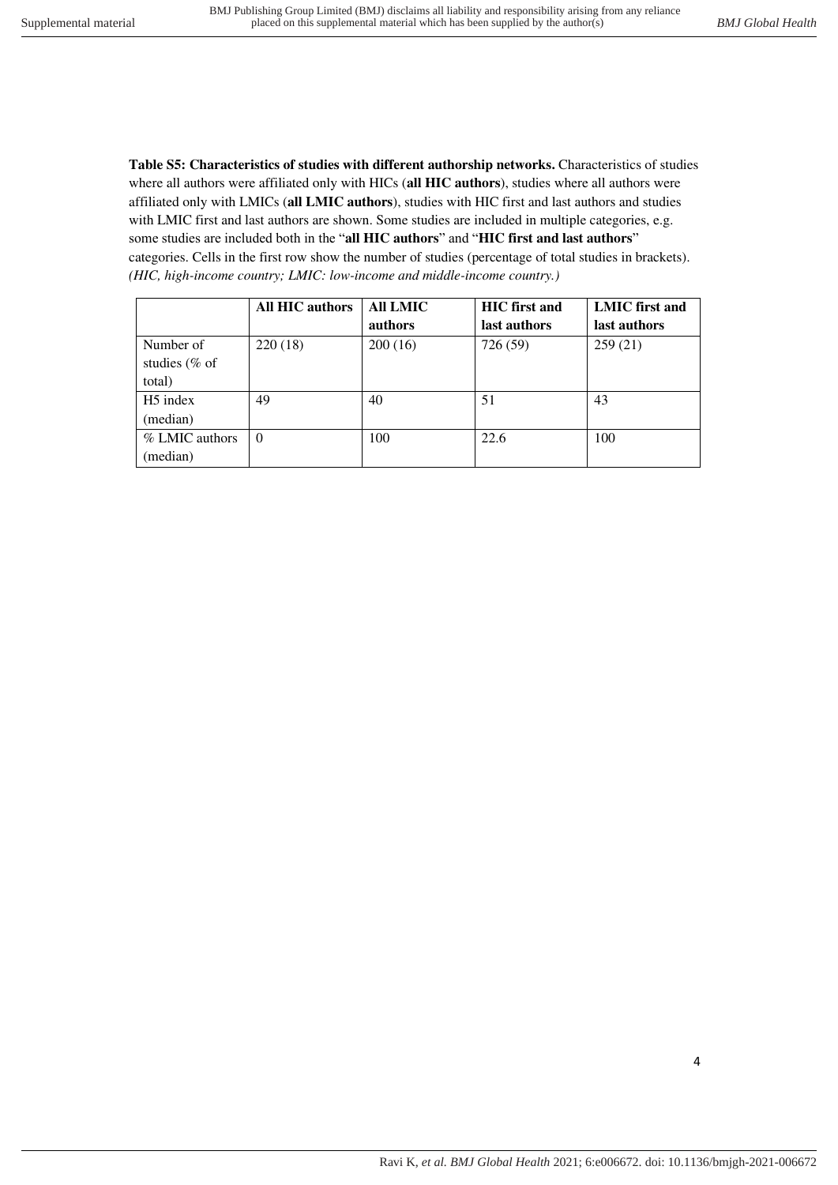**Table S5: Characteristics of studies with different authorship networks.** Characteristics of studies where all authors were affiliated only with HICs (**all HIC authors**), studies where all authors were affiliated only with LMICs (**all LMIC authors**), studies with HIC first and last authors and studies with LMIC first and last authors are shown. Some studies are included in multiple categories, e.g. some studies are included both in the "**all HIC authors**" and "**HIC first and last authors**" categories. Cells in the first row show the number of studies (percentage of total studies in brackets). *(HIC, high-income country; LMIC: low-income and middle-income country.)*

| | **All HIC authors** | **All LMIC authors** | **HIC first and last authors** | **LMIC first and last authors** |
|---|---|---|---|---|
| Number of studies (% of total) | 220 (18) | 200 (16) | 726 (59) | 259 (21) |
| H5 index (median) | 49 | 40 | 51 | 43 |
| % LMIC authors (median) | 0 | 100 | 22.6 | 100 |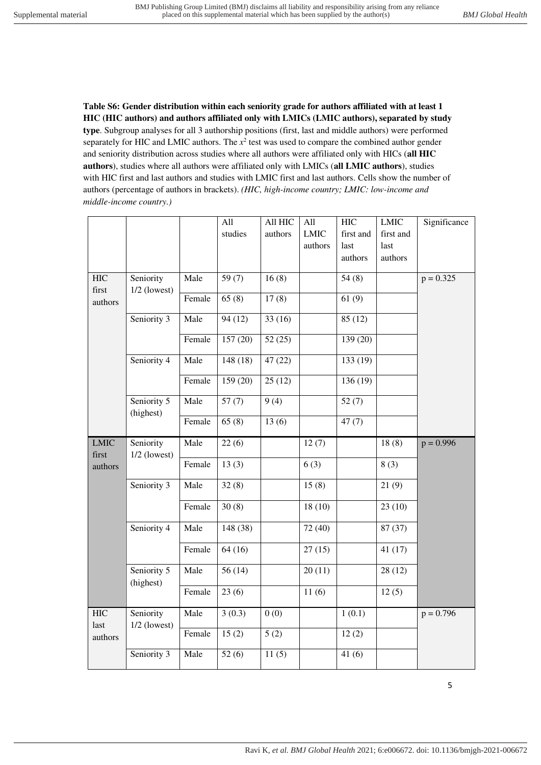**Table S6: Gender distribution within each seniority grade for authors affiliated with at least 1 HIC (HIC authors) and authors affiliated only with LMICs (LMIC authors), separated by study type**. Subgroup analyses for all 3 authorship positions (first, last and middle authors) were performed separately for HIC and LMIC authors. The $x^2$ test was used to compare the combined author gender and seniority distribution across studies where all authors were affiliated only with HICs (**all HIC authors**), studies where all authors were affiliated only with LMICs (**all LMIC authors**), studies with HIC first and last authors and studies with LMIC first and last authors. Cells show the number of authors (percentage of authors in brackets). *(HIC, high-income country; LMIC: low-income and middle-income country.)*

| | | | All studies | All HIC authors | All LMIC authors | HIC first and last authors | LMIC first and last authors | Significance |
|---|---|---|---|---|---|---|---|---|
| HIC first authors | Seniority 1/2 (lowest) | Male | 59 (7) | 16 (8) | | 54 (8) | | p = 0.325 |
| | | Female | 65 (8) | 17 (8) | | 61 (9) | | |
| | Seniority 3 | Male | 94 (12) | 33 (16) | | 85 (12) | | |
| | | Female | 157 (20) | 52 (25) | | 139 (20) | | |
| | Seniority 4 | Male | 148 (18) | 47 (22) | | 133 (19) | | |
| | | Female | 159 (20) | 25 (12) | | 136 (19) | | |
| | Seniority 5 (highest) | Male | 57 (7) | 9 (4) | | 52 (7) | | |
| | | Female | 65 (8) | 13 (6) | | 47 (7) | | |
| LMIC first authors | Seniority 1/2 (lowest) | Male | 22 (6) | | 12 (7) | | 18 (8) | p = 0.996 |
| | | Female | 13 (3) | | 6 (3) | | 8 (3) | |
| | Seniority 3 | Male | 32 (8) | | 15 (8) | | 21 (9) | |
| | | Female | 30 (8) | | 18 (10) | | 23 (10) | |
| | Seniority 4 | Male | 148 (38) | | 72 (40) | | 87 (37) | |
| | | Female | 64 (16) | | 27 (15) | | 41 (17) | |
| | Seniority 5 (highest) | Male | 56 (14) | | 20 (11) | | 28 (12) | |
| | | Female | 23 (6) | | 11 (6) | | 12 (5) | |
| HIC last authors | Seniority 1/2 (lowest) | Male | 3 (0.3) | 0 (0) | | 1 (0.1) | | p = 0.796 |
| | | Female | 15 (2) | 5 (2) | | 12 (2) | | |
| | Seniority 3 | Male | 52 (6) | 11 (5) | | 41 (6) | | |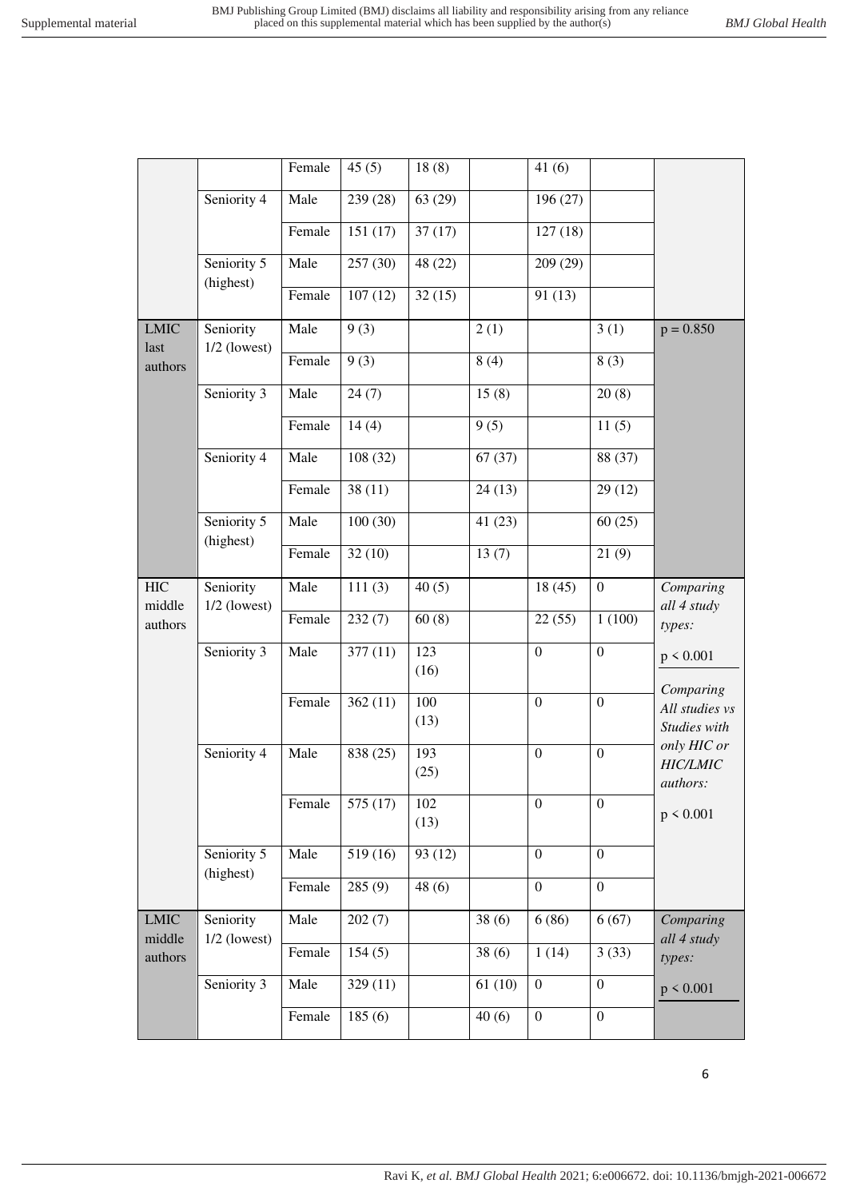| | | Female | 45 (5) | 18 (8) | | 41 (6) | | |
|---|---|---|---|---|---|---|---|---|
| | Seniority 4 | Male | 239 (28) | 63 (29) | | 196 (27) | | |
| | | Female | 151 (17) | 37 (17) | | 127 (18) | | |
| | Seniority 5 (highest) | Male | 257 (30) | 48 (22) | | 209 (29) | | |
| | | Female | 107 (12) | 32 (15) | | 91 (13) | | |
| LMIC last authors | Seniority 1/2 (lowest) | Male | 9 (3) | | 2 (1) | | 3 (1) | $p = 0.850$ |
| | | Female | 9 (3) | | 8 (4) | | 8 (3) | |
| | Seniority 3 | Male | 24 (7) | | 15 (8) | | 20 (8) | |
| | | Female | 14 (4) | | 9 (5) | | 11 (5) | |
| | Seniority 4 | Male | 108 (32) | | 67 (37) | | 88 (37) | |
| | | Female | 38 (11) | | 24 (13) | | 29 (12) | |
| | Seniority 5 (highest) | Male | 100 (30) | | 41 (23) | | 60 (25) | |
| | | Female | 32 (10) | | 13 (7) | | 21 (9) | |
| HIC middle authors | Seniority 1/2 (lowest) | Male | 111 (3) | 40 (5) | | 18 (45) | 0 | *Comparing all 4 study types:* |
| | | Female | 232 (7) | 60 (8) | | 22 (55) | 1 (100) | $p < 0.001$ |
| | Seniority 3 | Male | 377 (11) | 123 (16) | | 0 | 0 | *Comparing All studies vs Studies with only HIC or HIC/LMIC authors:* |
| | | Female | 362 (11) | 100 (13) | | 0 | 0 | $p < 0.001$ |
| | Seniority 4 | Male | 838 (25) | 193 (25) | | 0 | 0 | |
| | | Female | 575 (17) | 102 (13) | | 0 | 0 | |
| | Seniority 5 (highest) | Male | 519 (16) | 93 (12) | | 0 | 0 | |
| | | Female | 285 (9) | 48 (6) | | 0 | 0 | |
| LMIC middle authors | Seniority 1/2 (lowest) | Male | 202 (7) | | 38 (6) | 6 (86) | 6 (67) | *Comparing all 4 study types:* |
| | | Female | 154 (5) | | 38 (6) | 1 (14) | 3 (33) | $p < 0.001$ |
| | Seniority 3 | Male | 329 (11) | | 61 (10) | 0 | 0 | |
| | | Female | 185 (6) | | 40 (6) | 0 | 0 | |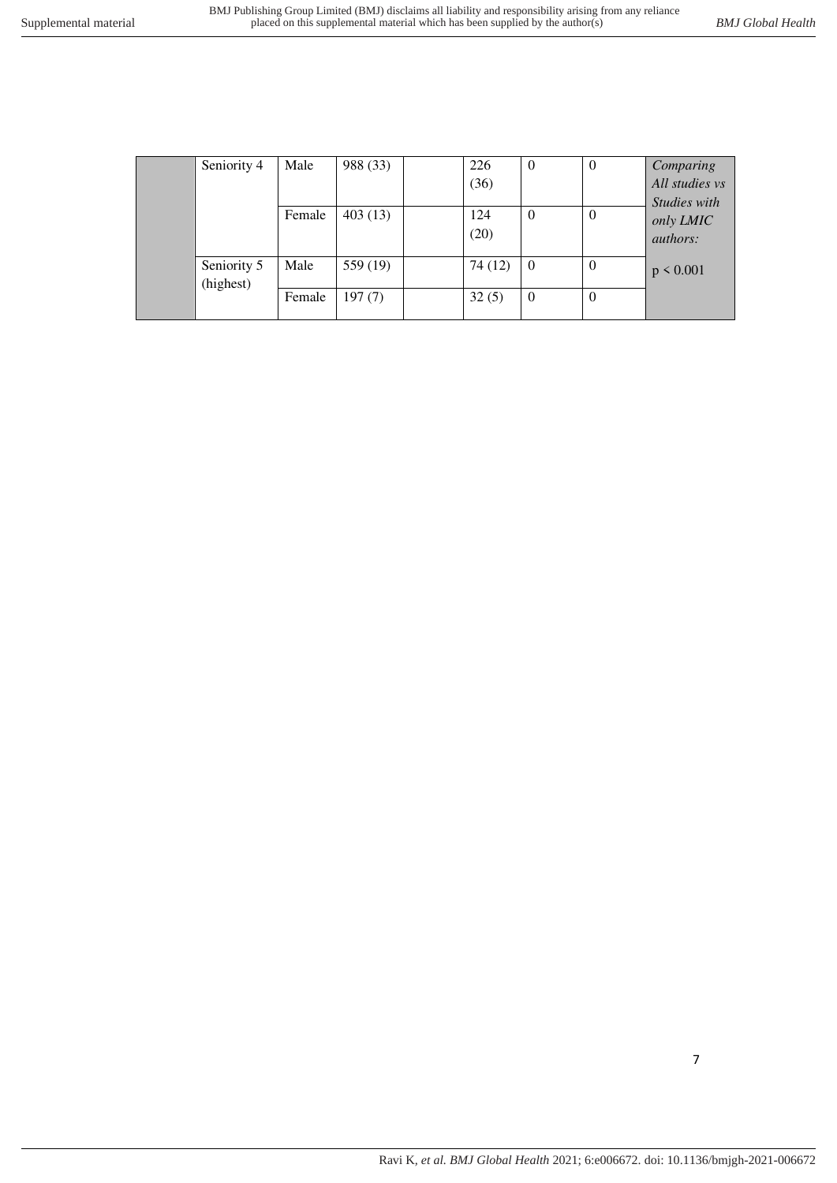| | | | | | | | | |
|---|---|---|---|---|---|---|---|---|
| | Seniority 4 | Male | 988 (33) | | 226 (36) | 0 | 0 | *Comparing All studies vs Studies with only LMIC authors:* |
| | | Female | 403 (13) | | 124 (20) | 0 | 0 | |
| | Seniority 5 (highest) | Male | 559 (19) | | 74 (12) | 0 | 0 | $p < 0.001$ |
| | | Female | 197 (7) | | 32 (5) | 0 | 0 | |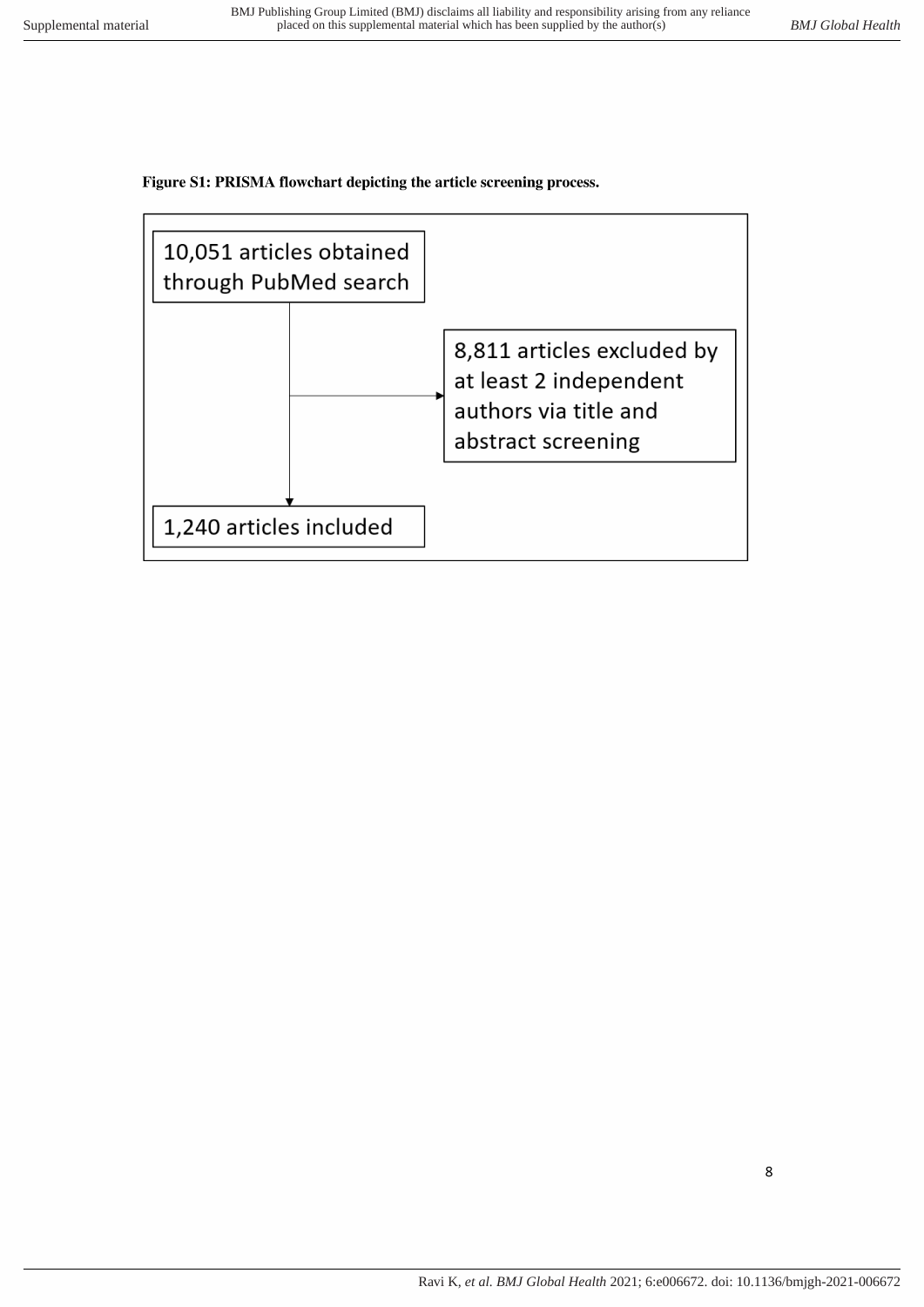**Figure S1: PRISMA flowchart depicting the article screening process.**

10,051 articles obtained through PubMed search

8,811 articles excluded by at least 2 independent authors via title and abstract screening

1,240 articles included